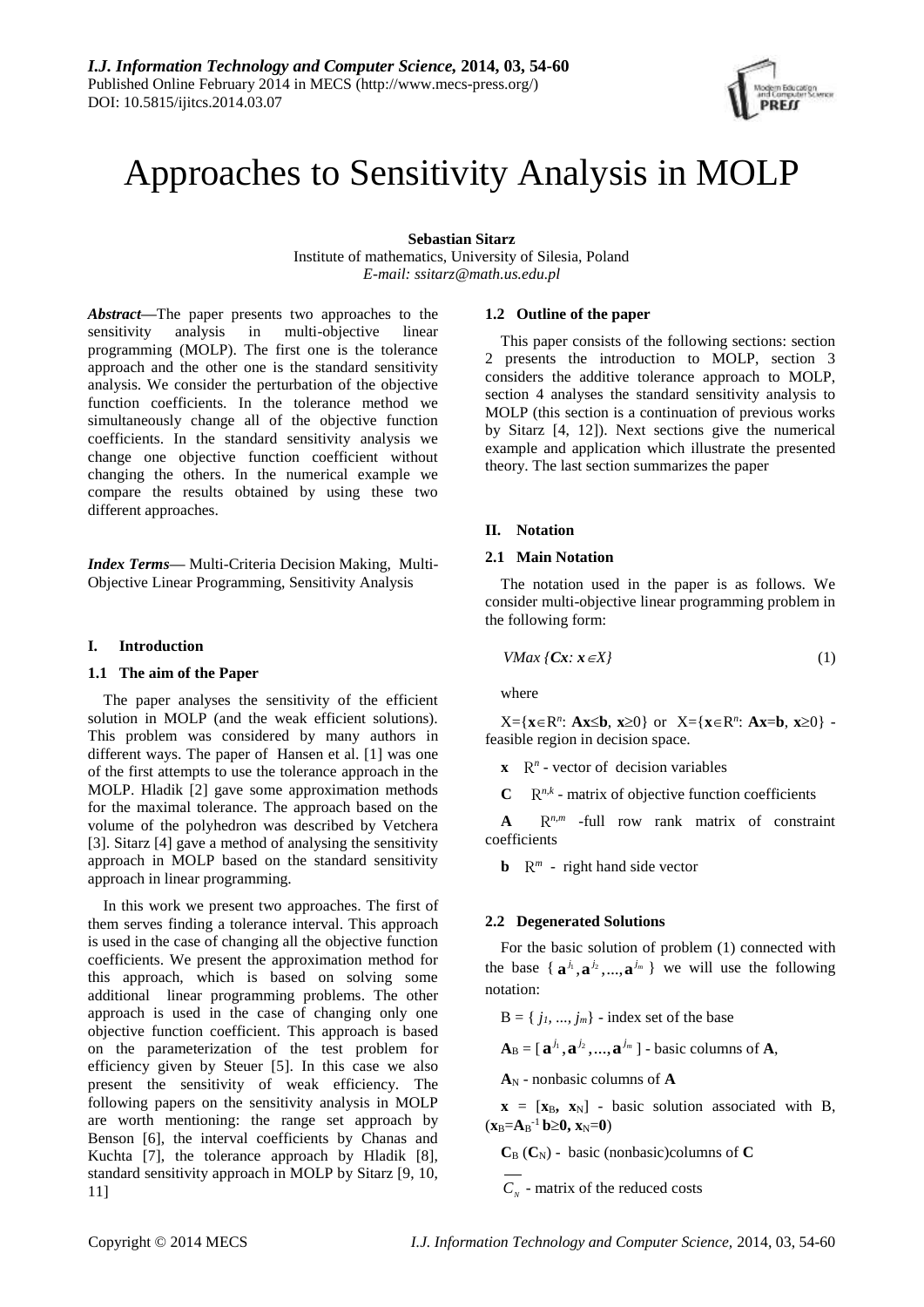# Approaches to Sensitivity Analysis in MOLP

**Sebastian Sitarz**

Institute of mathematics, University of Silesia, Poland

*E-mail: ssitarz@math.us.edu.pl*

***Abstract*****—**The paper presents two approaches to the sensitivity analysis in multi-objective linear programming (MOLP). The first one is the tolerance approach and the other one is the standard sensitivity analysis. We consider the perturbation of the objective function coefficients. In the tolerance method we simultaneously change all of the objective function coefficients. In the standard sensitivity analysis we change one objective function coefficient without changing the others. In the numerical example we compare the results obtained by using these two different approaches.

***Index Terms***— Multi-Criteria Decision Making, Multi-Objective Linear Programming, Sensitivity Analysis

## I. Introduction

### 1.1 The aim of the Paper

The paper analyses the sensitivity of the efficient solution in MOLP (and the weak efficient solutions). This problem was considered by many authors in different ways. The paper of Hansen et al. [1] was one of the first attempts to use the tolerance approach in the MOLP. Hladik [2] gave some approximation methods for the maximal tolerance. The approach based on the volume of the polyhedron was described by Vetchera [3]. Sitarz [4] gave a method of analysing the sensitivity approach in MOLP based on the standard sensitivity approach in linear programming.

In this work we present two approaches. The first of them serves finding a tolerance interval. This approach is used in the case of changing all the objective function coefficients. We present the approximation method for this approach, which is based on solving some additional linear programming problems. The other approach is used in the case of changing only one objective function coefficient. This approach is based on the parameterization of the test problem for efficiency given by Steuer [5]. In this case we also present the sensitivity of weak efficiency. The following papers on the sensitivity analysis in MOLP are worth mentioning: the range set approach by Benson [6], the interval coefficients by Chanas and Kuchta [7], the tolerance approach by Hladik [8], standard sensitivity approach in MOLP by Sitarz [9, 10, 11]

### 1.2 Outline of the paper

This paper consists of the following sections: section 2 presents the introduction to MOLP, section 3 considers the additive tolerance approach to MOLP, section 4 analyses the standard sensitivity analysis to MOLP (this section is a continuation of previous works by Sitarz [4, 12]). Next sections give the numerical example and application which illustrate the presented theory. The last section summarizes the paper

## II. Notation

### 2.1 Main Notation

The notation used in the paper is as follows. We consider multi-objective linear programming problem in the following form:

$$VMax\ \{\mathbf{C}\mathbf{x}:\ \mathbf{x}\in X\} \tag{1}$$

where

$X=\{\mathbf{x}\in R^n:\ \mathbf{A}\mathbf{x}\leq\mathbf{b},\ \mathbf{x}\geq 0\}$ or $X=\{\mathbf{x}\in R^n:\ \mathbf{A}\mathbf{x}=\mathbf{b},\ \mathbf{x}\geq 0\}$ - feasible region in decision space.

$\mathbf{x}$ $R^n$ - vector of decision variables

$\mathbf{C}$ $R^{n,k}$ - matrix of objective function coefficients

$\mathbf{A}$ $R^{n,m}$ -full row rank matrix of constraint coefficients

$\mathbf{b}$ $R^m$ - right hand side vector

### 2.2 Degenerated Solutions

For the basic solution of problem (1) connected with the base $\{\mathbf{a}^{j_1}, \mathbf{a}^{j_2}, ..., \mathbf{a}^{j_m}\}$ we will use the following notation:

$B = \{j_1, ..., j_m\}$ - index set of the base

$\mathbf{A}_B = [\mathbf{a}^{j_1}, \mathbf{a}^{j_2}, ..., \mathbf{a}^{j_m}]$ - basic columns of $\mathbf{A}$,

$\mathbf{A}_N$ - nonbasic columns of $\mathbf{A}$

$\mathbf{x} = [\mathbf{x}_B, \mathbf{x}_N]$ - basic solution associated with B, ($\mathbf{x}_B=\mathbf{A}_B^{-1}\mathbf{b}\geq\mathbf{0}$, $\mathbf{x}_N=\mathbf{0}$)

$\mathbf{C}_B$ ($\mathbf{C}_N$) - basic (nonbasic)columns of $\mathbf{C}$

$\overline{C_N}$ - matrix of the reduced costs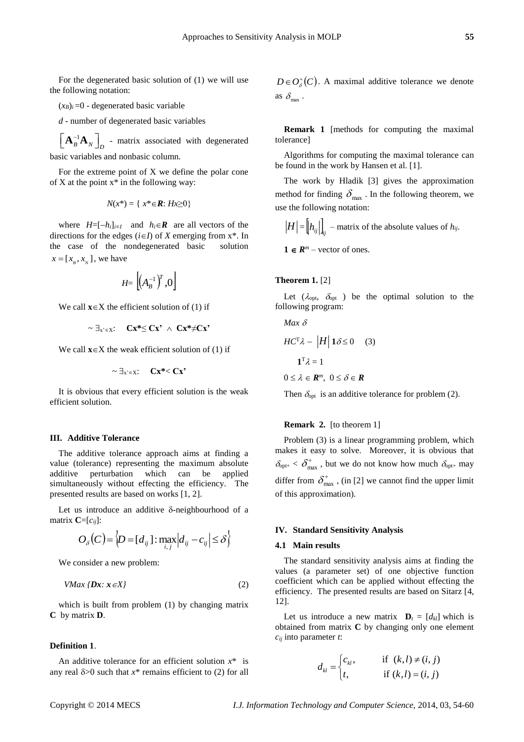For the degenerated basic solution of (1) we will use the following notation:

$(x_B)_i = 0$ - degenerated basic variable

$d$ - number of degenerated basic variables

$\left[\mathbf{A}_B^{-1}\mathbf{A}_N\right]_D$ - matrix associated with degenerated basic variables and nonbasic column.

For the extreme point of X we define the polar cone of X at the point x* in the following way:

$$N(x^*) = \{ x^* \in \mathbf{R}: Hx \geq 0\}$$

where $H=[-h_i]_{i\in I}$ and $h_i \in \mathbf{R}$ are all vectors of the directions for the edges ($i\in I$) of $X$ emerging from $x^*$. In the case of the nondegenerated basic solution $x = [x_B, x_N]$, we have

$$H = \left[\left(A_B^{-1}\right)^T, 0\right]$$

We call $\mathbf{x}\in$X the efficient solution of (1) if

$$\sim \exists_{x' \in X}: \quad \mathbf{Cx^*} \leq \mathbf{Cx'} \ \wedge \ \mathbf{Cx^*} \neq \mathbf{Cx'}$$

We call $\mathbf{x}\in$X the weak efficient solution of (1) if

$$\sim \exists_{x' \in X}: \quad \mathbf{Cx^*} < \mathbf{Cx'}$$

It is obvious that every efficient solution is the weak efficient solution.

## III. Additive Tolerance

The additive tolerance approach aims at finding a value (tolerance) representing the maximum absolute additive perturbation which can be applied simultaneously without effecting the efficiency. The presented results are based on works [1, 2].

Let us introduce an additive δ-neighbourhood of a matrix $\mathbf{C}=[c_{ij}]$:

$$O_\delta(C) = \left\{ D = [d_{ij}] : \max_{i,j} \left| d_{ij} - c_{ij} \right| \leq \delta \right\}$$

We consider a new problem:

$$VMax\ \{\mathbf{D}x : x \in X\} \tag{2}$$

which is built from problem (1) by changing matrix **C** by matrix **D**.

**Definition 1**.

An additive tolerance for an efficient solution $x^*$ is any real $\delta>0$ such that $x^*$ remains efficient to (2) for all $D \in O_\delta^+(C)$. A maximal additive tolerance we denote as $\delta_{\max}$.

**Remark 1** [methods for computing the maximal tolerance]

Algorithms for computing the maximal tolerance can be found in the work by Hansen et al. [1].

The work by Hladik [3] gives the approximation method for finding $\delta_{\max}$. In the following theorem, we use the following notation:

$|H| = \left[|h_{ij}|\right]_{ij}$ – matrix of the absolute values of $h_{ij}$.

$\mathbf{1} \in \mathbf{R}^m$ – vector of ones.

**Theorem 1.** [2]

Let ($\lambda_{\text{opt}}$, $\delta_{\text{opt}}$ ) be the optimal solution to the following program:

$$Max\ \delta$$

$$HC^T\lambda - |H|\,\mathbf{1}\delta \leq 0 \tag{3}$$

$$\mathbf{1}^T\lambda = 1$$

$$0 \leq \lambda \in \mathbf{R}^m,\ 0 \leq \delta \in \mathbf{R}$$

Then $\delta_{\text{opt}}$ is an additive tolerance for problem (2).

**Remark 2.** [to theorem 1]

Problem (3) is a linear programming problem, which makes it easy to solve. Moreover, it is obvious that $\delta_{\text{opt+}} < \delta_{\max}^+$, but we do not know how much $\delta_{\text{opt+}}$ may differ from $\delta_{\max}^+$, (in [2] we cannot find the upper limit of this approximation).

## IV. Standard Sensitivity Analysis

### 4.1 Main results

The standard sensitivity analysis aims at finding the values (a parameter set) of one objective function coefficient which can be applied without effecting the efficiency. The presented results are based on Sitarz [4, 12].

Let us introduce a new matrix $\mathbf{D}_t = [d_{kl}]$ which is obtained from matrix **C** by changing only one element $c_{ij}$ into parameter $t$:

$$d_{kl} = \begin{cases} c_{kl}, & \text{if } (k,l) \neq (i,j) \\ t, & \text{if } (k,l) = (i,j) \end{cases}$$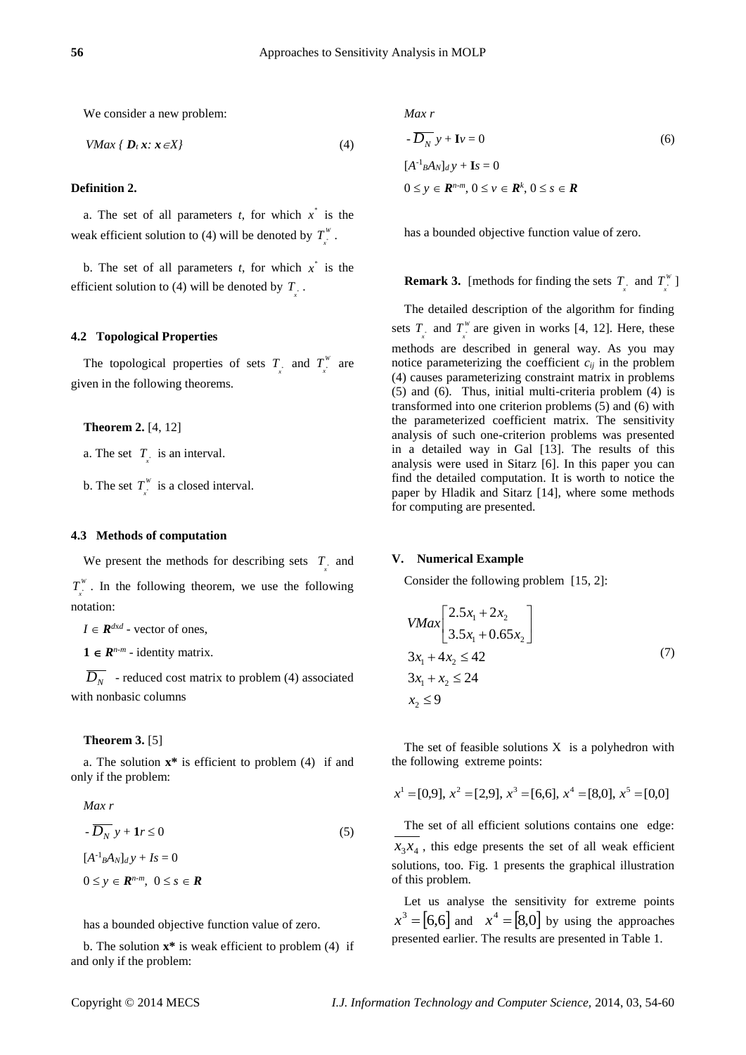We consider a new problem:

$$VMax\ \{ \boldsymbol{D}_t\, \boldsymbol{x}\!: \boldsymbol{x} \in X\} \tag{4}$$

**Definition 2.**

a. The set of all parameters *t*, for which $x^*$ is the weak efficient solution to (4) will be denoted by $T_{x^*}^W$.

b. The set of all parameters *t*, for which $x^*$ is the efficient solution to (4) will be denoted by $T_{x^*}$.

### 4.2 Topological Properties

The topological properties of sets $T_{x^*}$ and $T_{x^*}^W$ are given in the following theorems.

**Theorem 2.** [4, 12]

a. The set $T_{x^*}$ is an interval.

b. The set $T_{x^*}^W$ is a closed interval.

### 4.3 Methods of computation

We present the methods for describing sets $T_{x^*}$ and $T_{x^*}^W$. In the following theorem, we use the following notation:

$I \in \boldsymbol{R}^{dxd}$ - vector of ones,

$\mathbf{1} \in \boldsymbol{R}^{n-m}$ - identity matrix.

$\overline{D_N}$ - reduced cost matrix to problem (4) associated with nonbasic columns

**Theorem 3.** [5]

a. The solution **x*** is efficient to problem (4) if and only if the problem:

$$
\begin{aligned}
&Max\ r\\
&-\overline{D_N}\, y + \mathbf{1} r \le 0 \qquad (5)\\
&[A^{-1}{}_B A_N]_d\, y + Is = 0\\
&0 \le y \in \boldsymbol{R}^{n-m},\ 0 \le s \in \boldsymbol{R}
\end{aligned}
$$

has a bounded objective function value of zero.

b. The solution **x*** is weak efficient to problem (4) if and only if the problem:

$$
\begin{aligned}
&Max\ r\\
&-\overline{D_N}\, y + \mathbf{I} v = 0 \qquad (6)\\
&[A^{-1}{}_B A_N]_d\, y + \mathbf{I} s = 0\\
&0 \le y \in \boldsymbol{R}^{n-m},\ 0 \le v \in \boldsymbol{R}^{k},\ 0 \le s \in \boldsymbol{R}
\end{aligned}
$$

has a bounded objective function value of zero.

**Remark 3.** [methods for finding the sets $T_{x^*}$ and $T_{x^*}^W$]

The detailed description of the algorithm for finding sets $T_{x^*}$ and $T_{x^*}^W$ are given in works [4, 12]. Here, these methods are described in general way. As you may notice parameterizing the coefficient $c_{ij}$ in the problem (4) causes parameterizing constraint matrix in problems (5) and (6). Thus, initial multi-criteria problem (4) is transformed into one criterion problems (5) and (6) with the parameterized coefficient matrix. The sensitivity analysis of such one-criterion problems was presented in a detailed way in Gal [13]. The results of this analysis were used in Sitarz [6]. In this paper you can find the detailed computation. It is worth to notice the paper by Hladik and Sitarz [14], where some methods for computing are presented.

## V. Numerical Example

Consider the following problem [15, 2]:

$$
\begin{aligned}
&VMax\begin{bmatrix} 2.5x_1 + 2x_2 \\ 3.5x_1 + 0.65x_2 \end{bmatrix}\\
&3x_1 + 4x_2 \le 42 \qquad (7)\\
&3x_1 + x_2 \le 24\\
&x_2 \le 9
\end{aligned}
$$

The set of feasible solutions X is a polyhedron with the following extreme points:

$$x^1 = [0,9],\ x^2 = [2,9],\ x^3 = [6,6],\ x^4 = [8,0],\ x^5 = [0,0]$$

The set of all efficient solutions contains one edge: $\overline{x_3 x_4}$, this edge presents the set of all weak efficient solutions, too. Fig. 1 presents the graphical illustration of this problem.

Let us analyse the sensitivity for extreme points $x^3 = [6,6]$ and $x^4 = [8,0]$ by using the approaches presented earlier. The results are presented in Table 1.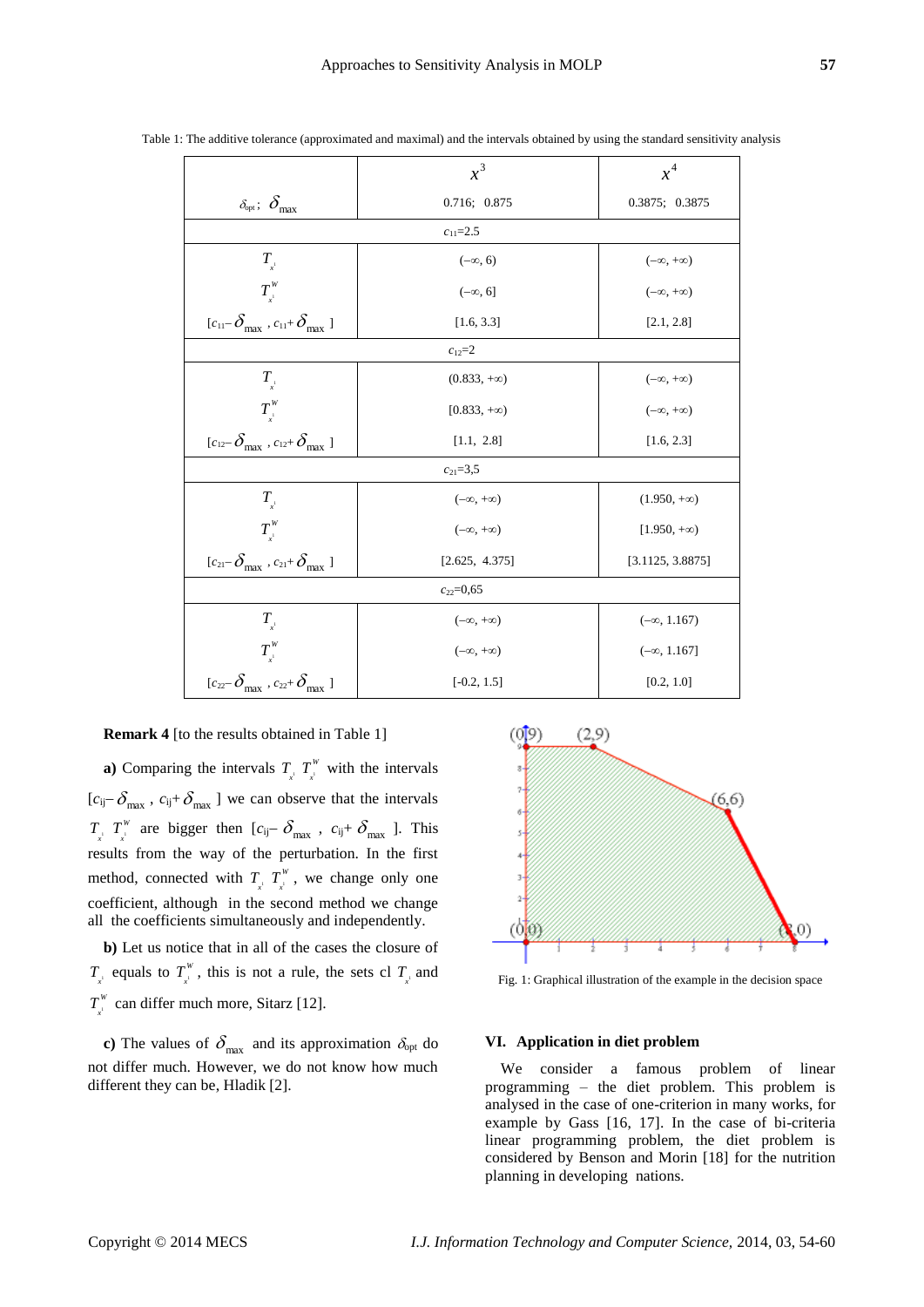Table 1: The additive tolerance (approximated and maximal) and the intervals obtained by using the standard sensitivity analysis

| | $x^3$ | $x^4$ |
|---|---|---|
| $\delta_{opt}$; $\delta_{max}$ | 0.716; 0.875 | 0.3875; 0.3875 |
| $c_{11}$=2.5 | | |
| $T_{x^i}$ | $(-\infty, 6)$ | $(-\infty, +\infty)$ |
| $T^W_{x^i}$ | $(-\infty, 6]$ | $(-\infty, +\infty)$ |
| $[c_{11}-\delta_{max}, c_{11}+\delta_{max}]$ | [1.6, 3.3] | [2.1, 2.8] |
| $c_{12}$=2 | | |
| $T_{x^i}$ | $(0.833, +\infty)$ | $(-\infty, +\infty)$ |
| $T^W_{x^i}$ | $[0.833, +\infty)$ | $(-\infty, +\infty)$ |
| $[c_{12}-\delta_{max}, c_{12}+\delta_{max}]$ | [1.1, 2.8] | [1.6, 2.3] |
| $c_{21}$=3,5 | | |
| $T_{x^i}$ | $(-\infty, +\infty)$ | $(1.950, +\infty)$ |
| $T^W_{x^i}$ | $(-\infty, +\infty)$ | $[1.950, +\infty)$ |
| $[c_{21}-\delta_{max}, c_{21}+\delta_{max}]$ | [2.625, 4.375] | [3.1125, 3.8875] |
| $c_{22}$=0,65 | | |
| $T_{x^i}$ | $(-\infty, +\infty)$ | $(-\infty, 1.167)$ |
| $T^W_{x^i}$ | $(-\infty, +\infty)$ | $(-\infty, 1.167]$ |
| $[c_{22}-\delta_{max}, c_{22}+\delta_{max}]$ | [-0.2, 1.5] | [0.2, 1.0] |

**Remark 4** [to the results obtained in Table 1]

**a)** Comparing the intervals $T_{x^i}$ $T^W_{x^i}$ with the intervals $[c_{ij}-\delta_{max}, c_{ij}+\delta_{max}]$ we can observe that the intervals $T_{x^i}$ $T^W_{x^i}$ are bigger then $[c_{ij}-\delta_{max}, c_{ij}+\delta_{max}]$. This results from the way of the perturbation. In the first method, connected with $T_{x^i}$ $T^W_{x^i}$, we change only one coefficient, although in the second method we change all the coefficients simultaneously and independently.

**b)** Let us notice that in all of the cases the closure of $T_{x^i}$ equals to $T^W_{x^i}$, this is not a rule, the sets cl $T_{x^i}$ and $T^W_{x^i}$ can differ much more, Sitarz [12].

**c)** The values of $\delta_{max}$ and its approximation $\delta_{opt}$ do not differ much. However, we do not know how much different they can be, Hladik [2].

Fig. 1: Graphical illustration of the example in the decision space

## VI. Application in diet problem

We consider a famous problem of linear programming – the diet problem. This problem is analysed in the case of one-criterion in many works, for example by Gass [16, 17]. In the case of bi-criteria linear programming problem, the diet problem is considered by Benson and Morin [18] for the nutrition planning in developing nations.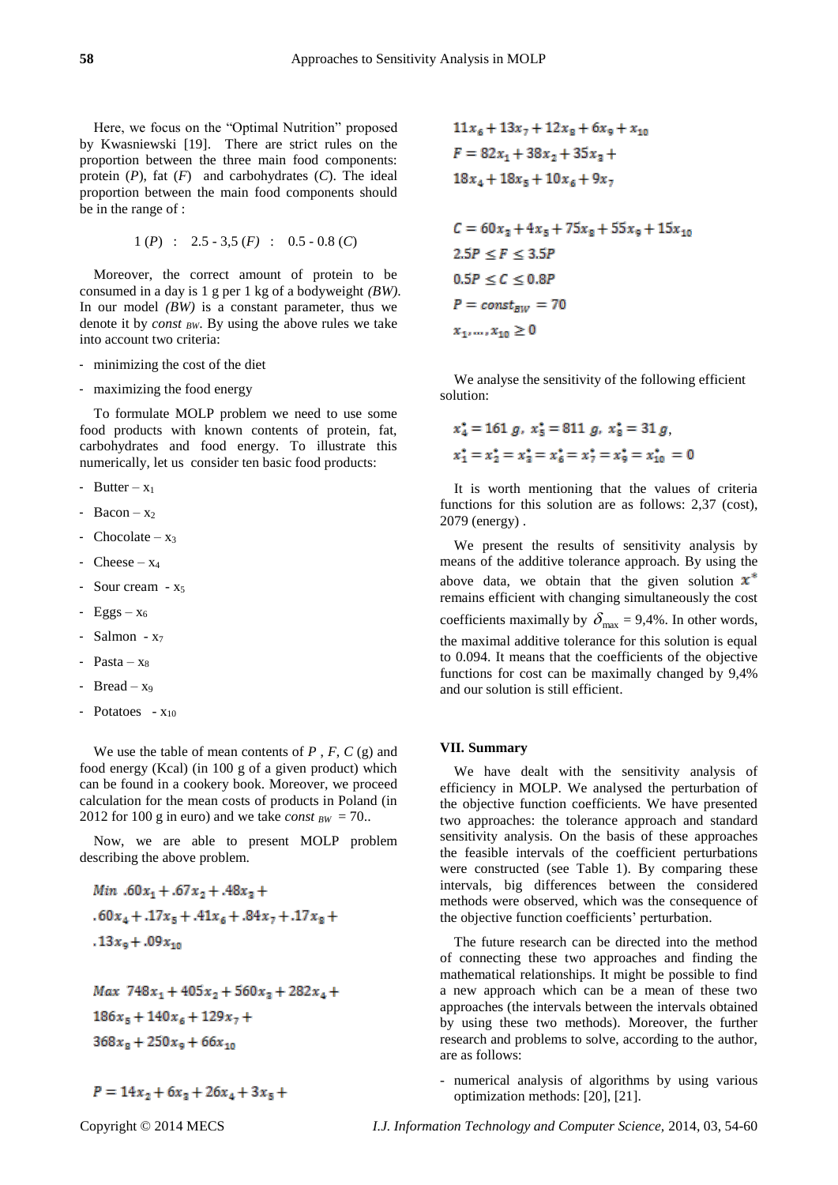Here, we focus on the "Optimal Nutrition" proposed by Kwasniewski [19]. There are strict rules on the proportion between the three main food components: protein (*P*), fat (*F*) and carbohydrates (*C*). The ideal proportion between the main food components should be in the range of :

$$1\,(P) \;:\; 2.5 - 3{,}5\,(F) \;:\; 0.5 - 0.8\,(C)$$

Moreover, the correct amount of protein to be consumed in a day is 1 g per 1 kg of a bodyweight *(BW)*. In our model *(BW)* is a constant parameter, thus we denote it by $const_{BW}$. By using the above rules we take into account two criteria:

- minimizing the cost of the diet
- maximizing the food energy

To formulate MOLP problem we need to use some food products with known contents of protein, fat, carbohydrates and food energy. To illustrate this numerically, let us consider ten basic food products:

- Butter – $x_1$
- Bacon – $x_2$
- Chocolate – $x_3$
- Cheese – $x_4$
- Sour cream - $x_5$
- Eggs – $x_6$
- Salmon - $x_7$
- Pasta – $x_8$
- Bread – $x_9$
- Potatoes - $x_{10}$

We use the table of mean contents of *P* , *F*, *C* (g) and food energy (Kcal) (in 100 g of a given product) which can be found in a cookery book. Moreover, we proceed calculation for the mean costs of products in Poland (in 2012 for 100 g in euro) and we take $const_{BW} = 70$..

Now, we are able to present MOLP problem describing the above problem.

$$Min\ .60x_1 + .67x_2 + .48x_3 + .60x_4 + .17x_5 + .41x_6 + .84x_7 + .17x_8 + .13x_9 + .09x_{10}$$

$$Max\ 748x_1 + 405x_2 + 560x_3 + 282x_4 + 186x_5 + 140x_6 + 129x_7 + 368x_8 + 250x_9 + 66x_{10}$$

$$P = 14x_2 + 6x_3 + 26x_4 + 3x_5 + 11x_6 + 13x_7 + 12x_8 + 6x_9 + x_{10}$$

$$F = 82x_1 + 38x_2 + 35x_3 + 18x_4 + 18x_5 + 10x_6 + 9x_7$$

$$C = 60x_3 + 4x_5 + 75x_8 + 55x_9 + 15x_{10}$$

$$2.5P \leq F \leq 3.5P$$

$$0.5P \leq C \leq 0.8P$$

$$P = const_{BW} = 70$$

$$x_1, \dots, x_{10} \geq 0$$

We analyse the sensitivity of the following efficient solution:

$$x_4^* = 161\ g,\ x_5^* = 811\ g,\ x_8^* = 31\ g,$$

$$x_1^* = x_2^* = x_3^* = x_6^* = x_7^* = x_9^* = x_{10}^* = 0$$

It is worth mentioning that the values of criteria functions for this solution are as follows: 2,37 (cost), 2079 (energy) .

We present the results of sensitivity analysis by means of the additive tolerance approach. By using the above data, we obtain that the given solution $x^*$ remains efficient with changing simultaneously the cost coefficients maximally by $\delta_{\max}$ = 9,4%. In other words, the maximal additive tolerance for this solution is equal to 0.094. It means that the coefficients of the objective functions for cost can be maximally changed by 9,4% and our solution is still efficient.

## VII. Summary

We have dealt with the sensitivity analysis of efficiency in MOLP. We analysed the perturbation of the objective function coefficients. We have presented two approaches: the tolerance approach and standard sensitivity analysis. On the basis of these approaches the feasible intervals of the coefficient perturbations were constructed (see Table 1). By comparing these intervals, big differences between the considered methods were observed, which was the consequence of the objective function coefficients' perturbation.

The future research can be directed into the method of connecting these two approaches and finding the mathematical relationships. It might be possible to find a new approach which can be a mean of these two approaches (the intervals between the intervals obtained by using these two methods). Moreover, the further research and problems to solve, according to the author, are as follows:

- numerical analysis of algorithms by using various optimization methods: [20], [21].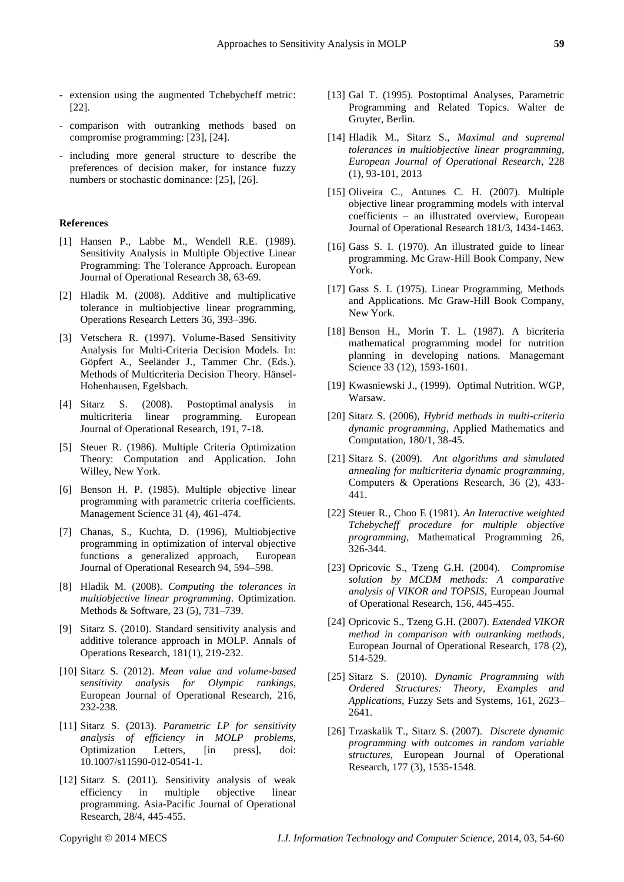- extension using the augmented Tchebycheff metric: [22].
- comparison with outranking methods based on compromise programming: [23], [24].
- including more general structure to describe the preferences of decision maker, for instance fuzzy numbers or stochastic dominance: [25], [26].

**References**

[1] Hansen P., Labbe M., Wendell R.E. (1989). Sensitivity Analysis in Multiple Objective Linear Programming: The Tolerance Approach. European Journal of Operational Research 38, 63-69.

[2] Hladik M. (2008). Additive and multiplicative tolerance in multiobjective linear programming, Operations Research Letters 36, 393–396.

[3] Vetschera R. (1997). Volume-Based Sensitivity Analysis for Multi-Criteria Decision Models. In: Göpfert A., Seeländer J., Tammer Chr. (Eds.). Methods of Multicriteria Decision Theory. Hänsel-Hohenhausen, Egelsbach.

[4] Sitarz S. (2008). Postoptimal analysis in multicriteria linear programming. European Journal of Operational Research, 191, 7-18.

[5] Steuer R. (1986). Multiple Criteria Optimization Theory: Computation and Application. John Willey, New York.

[6] Benson H. P. (1985). Multiple objective linear programming with parametric criteria coefficients. Management Science 31 (4), 461-474.

[7] Chanas, S., Kuchta, D. (1996), Multiobjective programming in optimization of interval objective functions a generalized approach, European Journal of Operational Research 94, 594–598.

[8] Hladik M. (2008). *Computing the tolerances in multiobjective linear programming*. Optimization. Methods & Software, 23 (5), 731–739.

[9] Sitarz S. (2010). Standard sensitivity analysis and additive tolerance approach in MOLP. Annals of Operations Research, 181(1), 219-232.

[10] Sitarz S. (2012). *Mean value and volume-based sensitivity analysis for Olympic rankings*, European Journal of Operational Research, 216, 232-238.

[11] Sitarz S. (2013). *Parametric LP for sensitivity analysis of efficiency in MOLP problems*, Optimization Letters, [in press], doi: 10.1007/s11590-012-0541-1.

[12] Sitarz S. (2011). Sensitivity analysis of weak efficiency in multiple objective linear programming. Asia-Pacific Journal of Operational Research, 28/4, 445-455.

[13] Gal T. (1995). Postoptimal Analyses, Parametric Programming and Related Topics. Walter de Gruyter, Berlin.

[14] Hladik M., Sitarz S., *Maximal and supremal tolerances in multiobjective linear programming*, *European Journal of Operational Research*, 228 (1), 93-101, 2013

[15] Oliveira C., Antunes C. H. (2007). Multiple objective linear programming models with interval coefficients – an illustrated overview, European Journal of Operational Research 181/3, 1434-1463.

[16] Gass S. I. (1970). An illustrated guide to linear programming. Mc Graw-Hill Book Company, New York.

[17] Gass S. I. (1975). Linear Programming, Methods and Applications. Mc Graw-Hill Book Company, New York.

[18] Benson H., Morin T. L. (1987). A bicriteria mathematical programming model for nutrition planning in developing nations. Managemant Science 33 (12), 1593-1601.

[19] Kwasniewski J., (1999). Optimal Nutrition. WGP, Warsaw.

[20] Sitarz S. (2006), *Hybrid methods in multi-criteria dynamic programming*, Applied Mathematics and Computation, 180/1, 38-45.

[21] Sitarz S. (2009). *Ant algorithms and simulated annealing for multicriteria dynamic programming*, Computers & Operations Research, 36 (2), 433-441.

[22] Steuer R., Choo E (1981). *An Interactive weighted Tchebycheff procedure for multiple objective programming*, Mathematical Programming 26, 326-344.

[23] Opricovic S., Tzeng G.H. (2004). *Compromise solution by MCDM methods: A comparative analysis of VIKOR and TOPSIS*, European Journal of Operational Research, 156, 445-455.

[24] Opricovic S., Tzeng G.H. (2007). *Extended VIKOR method in comparison with outranking methods*, European Journal of Operational Research, 178 (2), 514-529.

[25] Sitarz S. (2010). *Dynamic Programming with Ordered Structures: Theory, Examples and Applications*, Fuzzy Sets and Systems, 161, 2623–2641.

[26] Trzaskalik T., Sitarz S. (2007). *Discrete dynamic programming with outcomes in random variable structures*, European Journal of Operational Research, 177 (3), 1535-1548.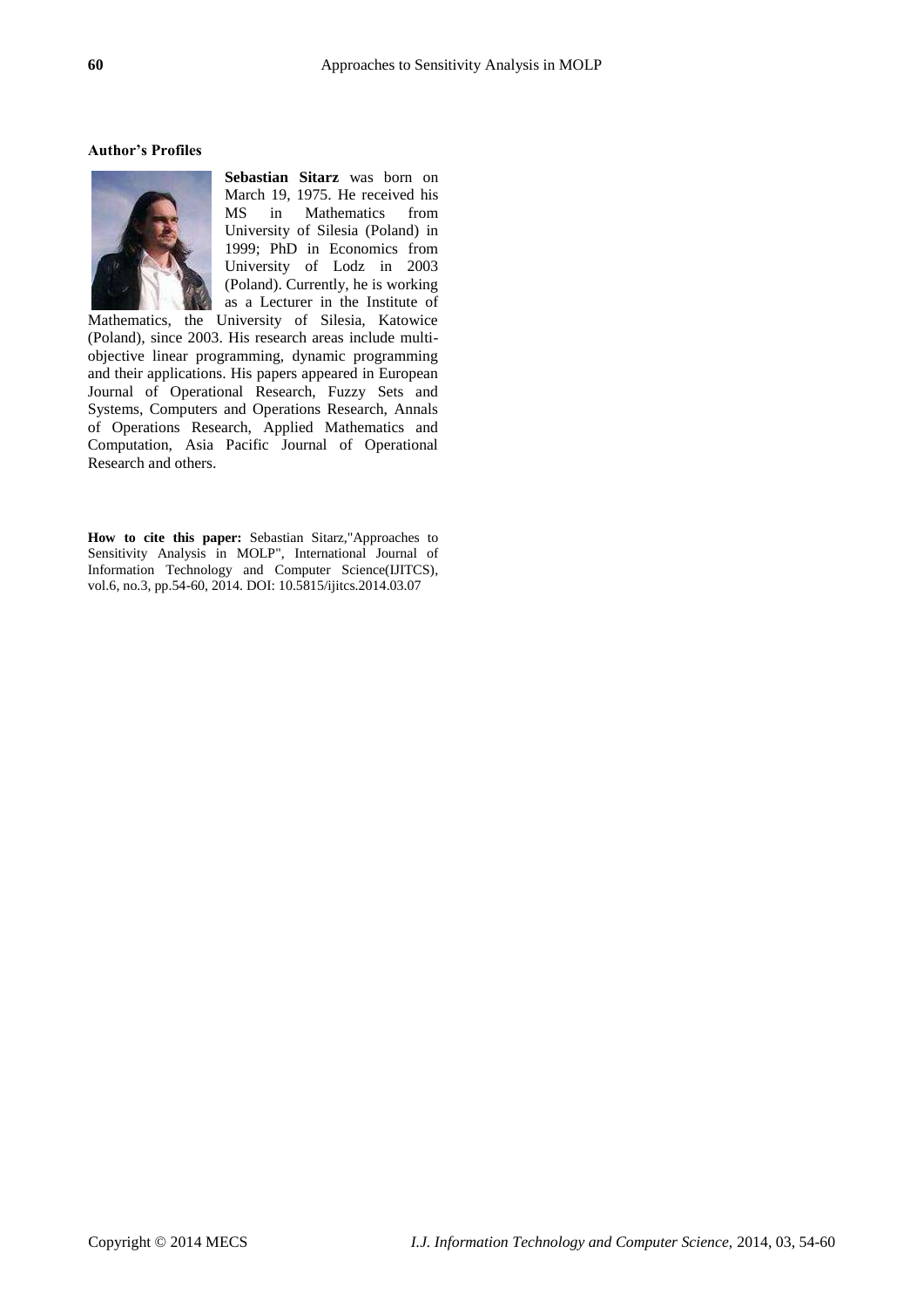**Author's Profiles**

**Sebastian Sitarz** was born on March 19, 1975. He received his MS in Mathematics from University of Silesia (Poland) in 1999; PhD in Economics from University of Lodz in 2003 (Poland). Currently, he is working as a Lecturer in the Institute of Mathematics, the University of Silesia, Katowice (Poland), since 2003. His research areas include multi-objective linear programming, dynamic programming and their applications. His papers appeared in European Journal of Operational Research, Fuzzy Sets and Systems, Computers and Operations Research, Annals of Operations Research, Applied Mathematics and Computation, Asia Pacific Journal of Operational Research and others.

**How to cite this paper:** Sebastian Sitarz,"Approaches to Sensitivity Analysis in MOLP", International Journal of Information Technology and Computer Science(IJITCS), vol.6, no.3, pp.54-60, 2014. DOI: 10.5815/ijitcs.2014.03.07